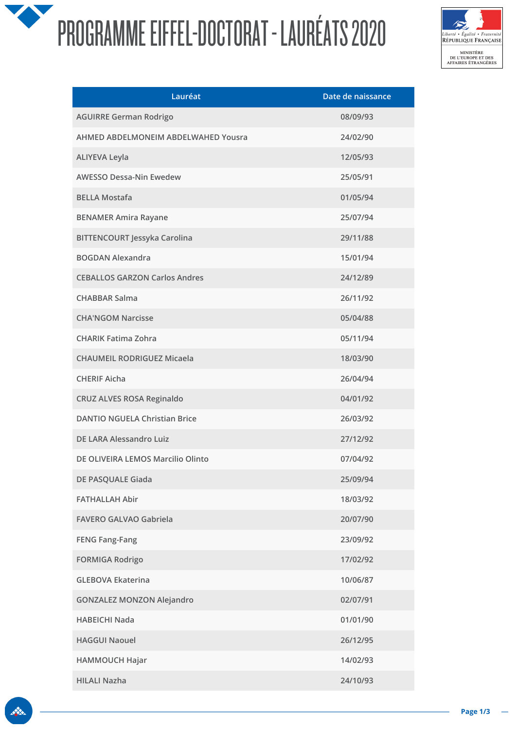# PROGRAMME EIFFEL-DOCTORAT - LAURÉATS 2020

Liberté • Égalité • Fraternité
RÉPUBLIQUE FRANÇAISE

MINISTÈRE DE L'EUROPE ET DES AFFAIRES ÉTRANGÈRES

| Lauréat | Date de naissance |
|---|---|
| AGUIRRE German Rodrigo | 08/09/93 |
| AHMED ABDELMONEIM ABDELWAHED Yousra | 24/02/90 |
| ALIYEVA Leyla | 12/05/93 |
| AWESSO Dessa-Nin Ewedew | 25/05/91 |
| BELLA Mostafa | 01/05/94 |
| BENAMER Amira Rayane | 25/07/94 |
| BITTENCOURT Jessyka Carolina | 29/11/88 |
| BOGDAN Alexandra | 15/01/94 |
| CEBALLOS GARZON Carlos Andres | 24/12/89 |
| CHABBAR Salma | 26/11/92 |
| CHA'NGOM Narcisse | 05/04/88 |
| CHARIK Fatima Zohra | 05/11/94 |
| CHAUMEIL RODRIGUEZ Micaela | 18/03/90 |
| CHERIF Aicha | 26/04/94 |
| CRUZ ALVES ROSA Reginaldo | 04/01/92 |
| DANTIO NGUELA Christian Brice | 26/03/92 |
| DE LARA Alessandro Luiz | 27/12/92 |
| DE OLIVEIRA LEMOS Marcilio Olinto | 07/04/92 |
| DE PASQUALE Giada | 25/09/94 |
| FATHALLAH Abir | 18/03/92 |
| FAVERO GALVAO Gabriela | 20/07/90 |
| FENG Fang-Fang | 23/09/92 |
| FORMIGA Rodrigo | 17/02/92 |
| GLEBOVA Ekaterina | 10/06/87 |
| GONZALEZ MONZON Alejandro | 02/07/91 |
| HABEICHI Nada | 01/01/90 |
| HAGGUI Naouel | 26/12/95 |
| HAMMOUCH Hajar | 14/02/93 |
| HILALI Nazha | 24/10/93 |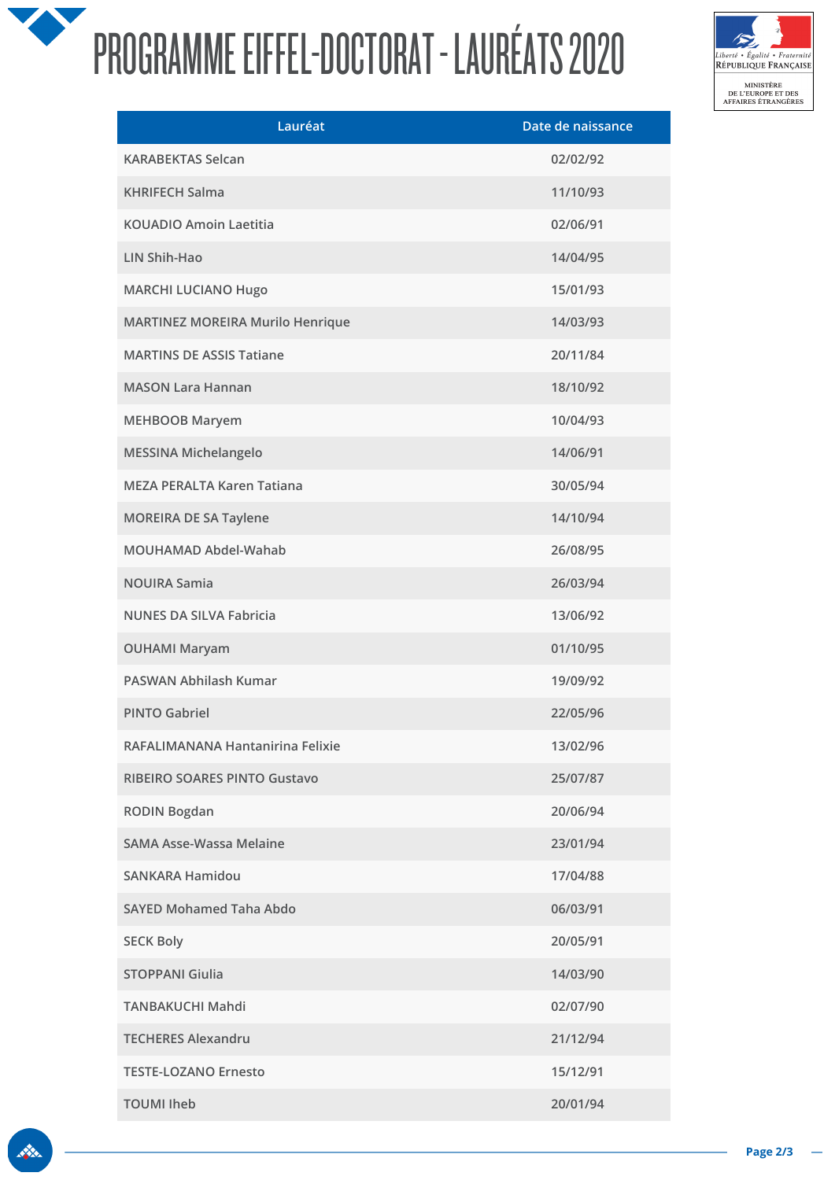# PROGRAMME EIFFEL-DOCTORAT - LAURÉATS 2020

| Lauréat | Date de naissance |
|---|---|
| KARABEKTAS Selcan | 02/02/92 |
| KHRIFECH Salma | 11/10/93 |
| KOUADIO Amoin Laetitia | 02/06/91 |
| LIN Shih-Hao | 14/04/95 |
| MARCHI LUCIANO Hugo | 15/01/93 |
| MARTINEZ MOREIRA Murilo Henrique | 14/03/93 |
| MARTINS DE ASSIS Tatiane | 20/11/84 |
| MASON Lara Hannan | 18/10/92 |
| MEHBOOB Maryem | 10/04/93 |
| MESSINA Michelangelo | 14/06/91 |
| MEZA PERALTA Karen Tatiana | 30/05/94 |
| MOREIRA DE SA Taylene | 14/10/94 |
| MOUHAMAD Abdel-Wahab | 26/08/95 |
| NOUIRA Samia | 26/03/94 |
| NUNES DA SILVA Fabricia | 13/06/92 |
| OUHAMI Maryam | 01/10/95 |
| PASWAN Abhilash Kumar | 19/09/92 |
| PINTO Gabriel | 22/05/96 |
| RAFALIMANANA Hantanirina Felixie | 13/02/96 |
| RIBEIRO SOARES PINTO Gustavo | 25/07/87 |
| RODIN Bogdan | 20/06/94 |
| SAMA Asse-Wassa Melaine | 23/01/94 |
| SANKARA Hamidou | 17/04/88 |
| SAYED Mohamed Taha Abdo | 06/03/91 |
| SECK Boly | 20/05/91 |
| STOPPANI Giulia | 14/03/90 |
| TANBAKUCHI Mahdi | 02/07/90 |
| TECHERES Alexandru | 21/12/94 |
| TESTE-LOZANO Ernesto | 15/12/91 |
| TOUMI Iheb | 20/01/94 |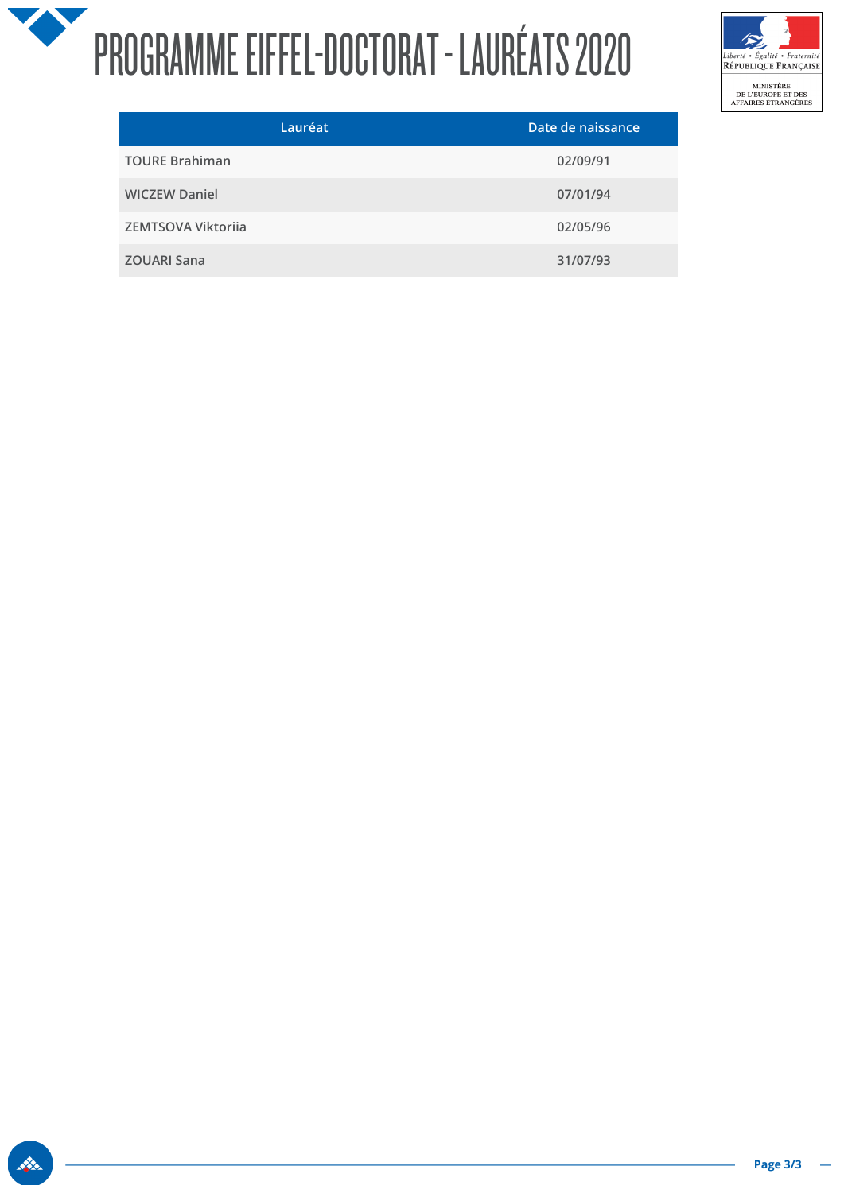# PROGRAMME EIFFEL-DOCTORAT - LAURÉATS 2020

Liberté • Égalité • Fraternité
RÉPUBLIQUE FRANÇAISE

MINISTÈRE DE L'EUROPE ET DES AFFAIRES ÉTRANGÈRES

| Lauréat | Date de naissance |
|---|---|
| TOURE Brahiman | 02/09/91 |
| WICZEW Daniel | 07/01/94 |
| ZEMTSOVA Viktoriia | 02/05/96 |
| ZOUARI Sana | 31/07/93 |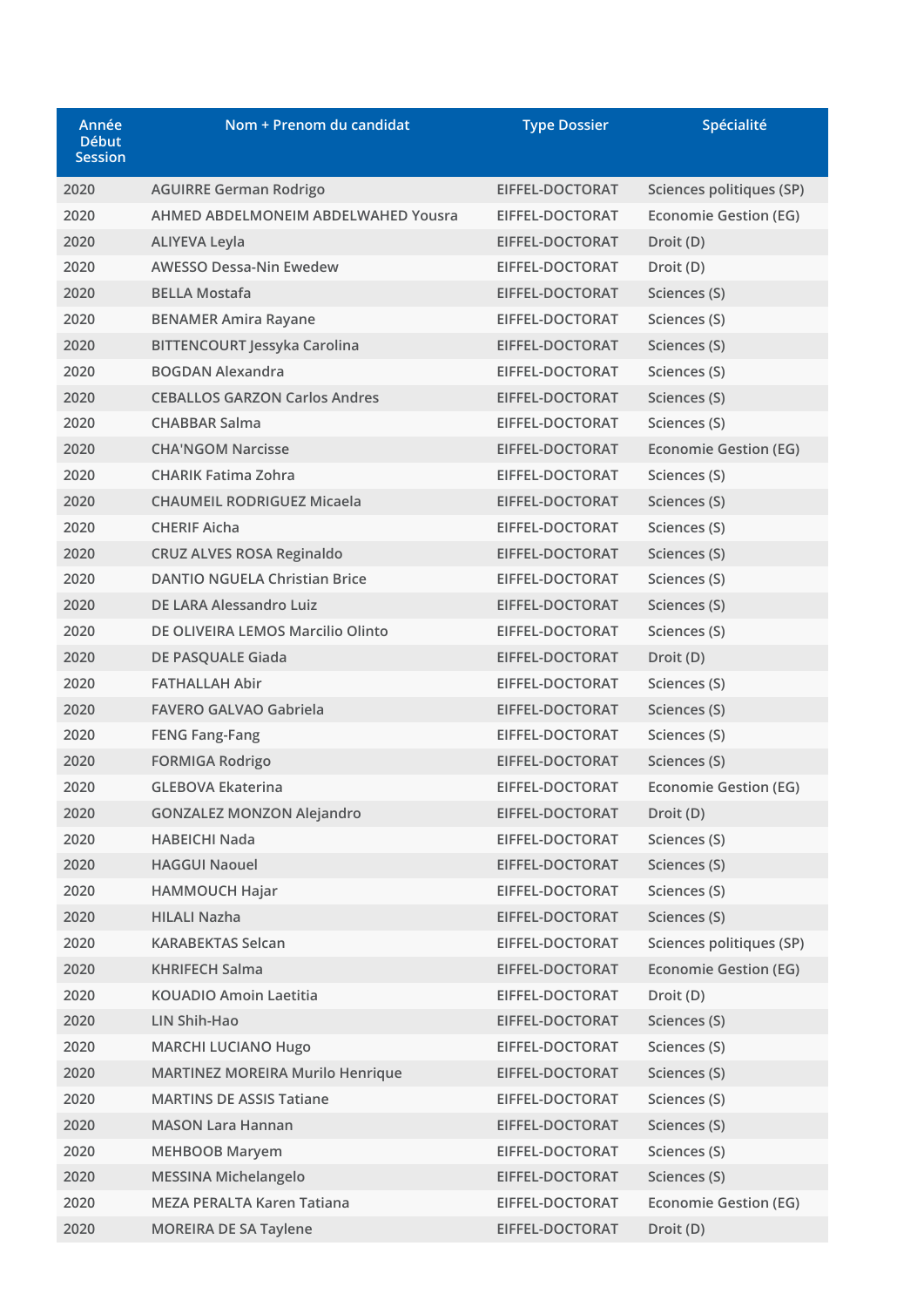| Année Début Session | Nom + Prenom du candidat | Type Dossier | Spécialité |
|---|---|---|---|
| 2020 | AGUIRRE German Rodrigo | EIFFEL-DOCTORAT | Sciences politiques (SP) |
| 2020 | AHMED ABDELMONEIM ABDELWAHED Yousra | EIFFEL-DOCTORAT | Economie Gestion (EG) |
| 2020 | ALIYEVA Leyla | EIFFEL-DOCTORAT | Droit (D) |
| 2020 | AWESSO Dessa-Nin Ewedew | EIFFEL-DOCTORAT | Droit (D) |
| 2020 | BELLA Mostafa | EIFFEL-DOCTORAT | Sciences (S) |
| 2020 | BENAMER Amira Rayane | EIFFEL-DOCTORAT | Sciences (S) |
| 2020 | BITTENCOURT Jessyka Carolina | EIFFEL-DOCTORAT | Sciences (S) |
| 2020 | BOGDAN Alexandra | EIFFEL-DOCTORAT | Sciences (S) |
| 2020 | CEBALLOS GARZON Carlos Andres | EIFFEL-DOCTORAT | Sciences (S) |
| 2020 | CHABBAR Salma | EIFFEL-DOCTORAT | Sciences (S) |
| 2020 | CHA'NGOM Narcisse | EIFFEL-DOCTORAT | Economie Gestion (EG) |
| 2020 | CHARIK Fatima Zohra | EIFFEL-DOCTORAT | Sciences (S) |
| 2020 | CHAUMEIL RODRIGUEZ Micaela | EIFFEL-DOCTORAT | Sciences (S) |
| 2020 | CHERIF Aicha | EIFFEL-DOCTORAT | Sciences (S) |
| 2020 | CRUZ ALVES ROSA Reginaldo | EIFFEL-DOCTORAT | Sciences (S) |
| 2020 | DANTIO NGUELA Christian Brice | EIFFEL-DOCTORAT | Sciences (S) |
| 2020 | DE LARA Alessandro Luiz | EIFFEL-DOCTORAT | Sciences (S) |
| 2020 | DE OLIVEIRA LEMOS Marcilio Olinto | EIFFEL-DOCTORAT | Sciences (S) |
| 2020 | DE PASQUALE Giada | EIFFEL-DOCTORAT | Droit (D) |
| 2020 | FATHALLAH Abir | EIFFEL-DOCTORAT | Sciences (S) |
| 2020 | FAVERO GALVAO Gabriela | EIFFEL-DOCTORAT | Sciences (S) |
| 2020 | FENG Fang-Fang | EIFFEL-DOCTORAT | Sciences (S) |
| 2020 | FORMIGA Rodrigo | EIFFEL-DOCTORAT | Sciences (S) |
| 2020 | GLEBOVA Ekaterina | EIFFEL-DOCTORAT | Economie Gestion (EG) |
| 2020 | GONZALEZ MONZON Alejandro | EIFFEL-DOCTORAT | Droit (D) |
| 2020 | HABEICHI Nada | EIFFEL-DOCTORAT | Sciences (S) |
| 2020 | HAGGUI Naouel | EIFFEL-DOCTORAT | Sciences (S) |
| 2020 | HAMMOUCH Hajar | EIFFEL-DOCTORAT | Sciences (S) |
| 2020 | HILALI Nazha | EIFFEL-DOCTORAT | Sciences (S) |
| 2020 | KARABEKTAS Selcan | EIFFEL-DOCTORAT | Sciences politiques (SP) |
| 2020 | KHRIFECH Salma | EIFFEL-DOCTORAT | Economie Gestion (EG) |
| 2020 | KOUADIO Amoin Laetitia | EIFFEL-DOCTORAT | Droit (D) |
| 2020 | LIN Shih-Hao | EIFFEL-DOCTORAT | Sciences (S) |
| 2020 | MARCHI LUCIANO Hugo | EIFFEL-DOCTORAT | Sciences (S) |
| 2020 | MARTINEZ MOREIRA Murilo Henrique | EIFFEL-DOCTORAT | Sciences (S) |
| 2020 | MARTINS DE ASSIS Tatiane | EIFFEL-DOCTORAT | Sciences (S) |
| 2020 | MASON Lara Hannan | EIFFEL-DOCTORAT | Sciences (S) |
| 2020 | MEHBOOB Maryem | EIFFEL-DOCTORAT | Sciences (S) |
| 2020 | MESSINA Michelangelo | EIFFEL-DOCTORAT | Sciences (S) |
| 2020 | MEZA PERALTA Karen Tatiana | EIFFEL-DOCTORAT | Economie Gestion (EG) |
| 2020 | MOREIRA DE SA Taylene | EIFFEL-DOCTORAT | Droit (D) |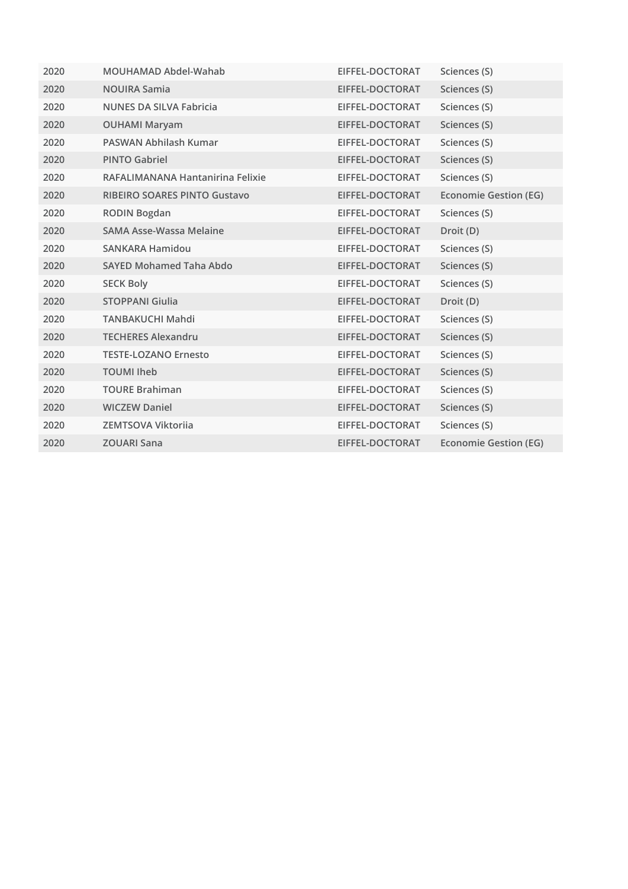| | | | |
|---|---|---|---|
| 2020 | MOUHAMAD Abdel-Wahab | EIFFEL-DOCTORAT | Sciences (S) |
| 2020 | NOUIRA Samia | EIFFEL-DOCTORAT | Sciences (S) |
| 2020 | NUNES DA SILVA Fabricia | EIFFEL-DOCTORAT | Sciences (S) |
| 2020 | OUHAMI Maryam | EIFFEL-DOCTORAT | Sciences (S) |
| 2020 | PASWAN Abhilash Kumar | EIFFEL-DOCTORAT | Sciences (S) |
| 2020 | PINTO Gabriel | EIFFEL-DOCTORAT | Sciences (S) |
| 2020 | RAFALIMANANA Hantanirina Felixie | EIFFEL-DOCTORAT | Sciences (S) |
| 2020 | RIBEIRO SOARES PINTO Gustavo | EIFFEL-DOCTORAT | Economie Gestion (EG) |
| 2020 | RODIN Bogdan | EIFFEL-DOCTORAT | Sciences (S) |
| 2020 | SAMA Asse-Wassa Melaine | EIFFEL-DOCTORAT | Droit (D) |
| 2020 | SANKARA Hamidou | EIFFEL-DOCTORAT | Sciences (S) |
| 2020 | SAYED Mohamed Taha Abdo | EIFFEL-DOCTORAT | Sciences (S) |
| 2020 | SECK Boly | EIFFEL-DOCTORAT | Sciences (S) |
| 2020 | STOPPANI Giulia | EIFFEL-DOCTORAT | Droit (D) |
| 2020 | TANBAKUCHI Mahdi | EIFFEL-DOCTORAT | Sciences (S) |
| 2020 | TECHERES Alexandru | EIFFEL-DOCTORAT | Sciences (S) |
| 2020 | TESTE-LOZANO Ernesto | EIFFEL-DOCTORAT | Sciences (S) |
| 2020 | TOUMI Iheb | EIFFEL-DOCTORAT | Sciences (S) |
| 2020 | TOURE Brahiman | EIFFEL-DOCTORAT | Sciences (S) |
| 2020 | WICZEW Daniel | EIFFEL-DOCTORAT | Sciences (S) |
| 2020 | ZEMTSOVA Viktoriia | EIFFEL-DOCTORAT | Sciences (S) |
| 2020 | ZOUARI Sana | EIFFEL-DOCTORAT | Economie Gestion (EG) |